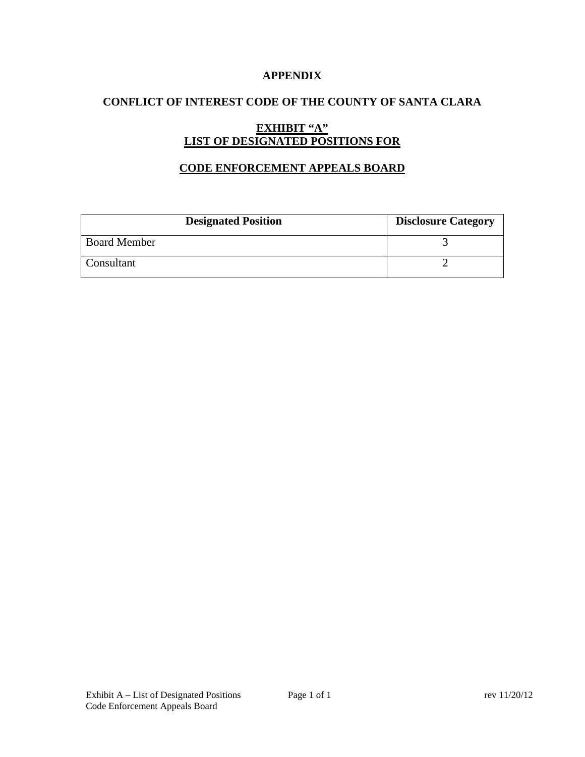# APPENDIX

## CONFLICT OF INTEREST CODE OF THE COUNTY OF SANTA CLARA

### EXHIBIT "A"
### LIST OF DESIGNATED POSITIONS FOR

### CODE ENFORCEMENT APPEALS BOARD

| Designated Position | Disclosure Category |
|---|---|
| Board Member | 3 |
| Consultant | 2 |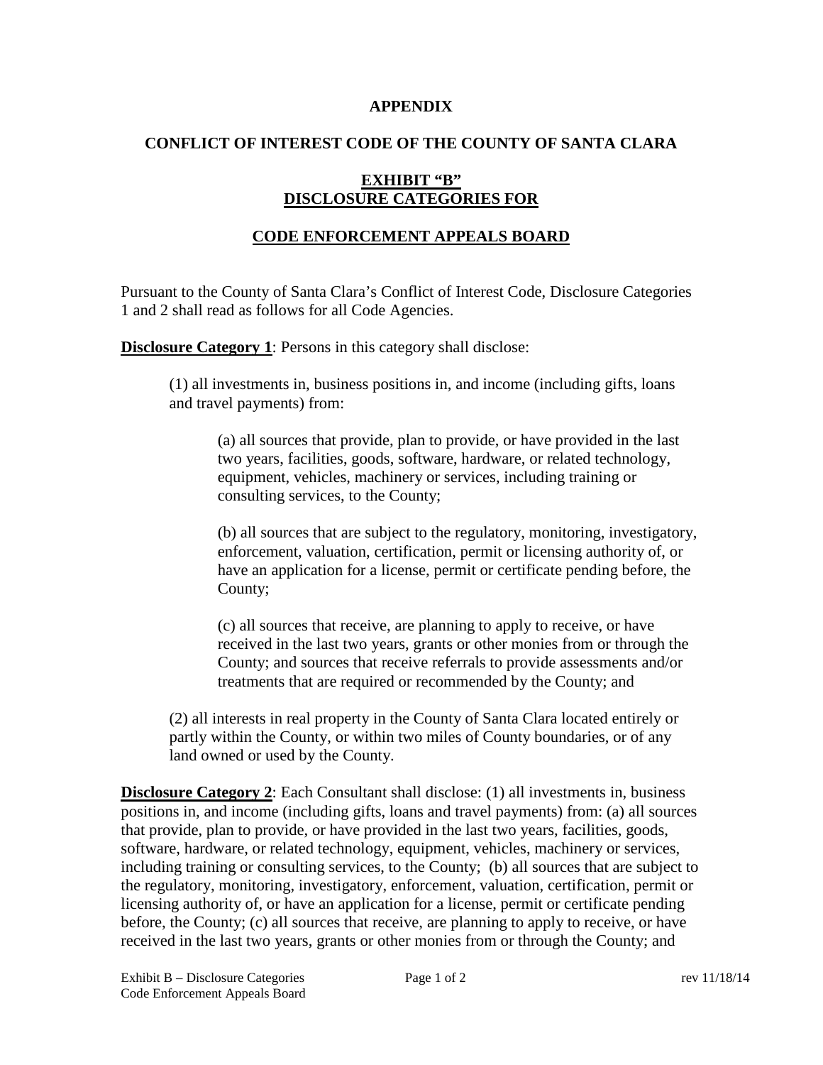**APPENDIX**

**CONFLICT OF INTEREST CODE OF THE COUNTY OF SANTA CLARA**

**EXHIBIT "B"**
**DISCLOSURE CATEGORIES FOR**

**CODE ENFORCEMENT APPEALS BOARD**

Pursuant to the County of Santa Clara's Conflict of Interest Code, Disclosure Categories 1 and 2 shall read as follows for all Code Agencies.

**Disclosure Category 1**: Persons in this category shall disclose:

> (1) all investments in, business positions in, and income (including gifts, loans and travel payments) from:
>
> > (a) all sources that provide, plan to provide, or have provided in the last two years, facilities, goods, software, hardware, or related technology, equipment, vehicles, machinery or services, including training or consulting services, to the County;
> >
> > (b) all sources that are subject to the regulatory, monitoring, investigatory, enforcement, valuation, certification, permit or licensing authority of, or have an application for a license, permit or certificate pending before, the County;
> >
> > (c) all sources that receive, are planning to apply to receive, or have received in the last two years, grants or other monies from or through the County; and sources that receive referrals to provide assessments and/or treatments that are required or recommended by the County; and
>
> (2) all interests in real property in the County of Santa Clara located entirely or partly within the County, or within two miles of County boundaries, or of any land owned or used by the County.

**Disclosure Category 2**: Each Consultant shall disclose: (1) all investments in, business positions in, and income (including gifts, loans and travel payments) from: (a) all sources that provide, plan to provide, or have provided in the last two years, facilities, goods, software, hardware, or related technology, equipment, vehicles, machinery or services, including training or consulting services, to the County; (b) all sources that are subject to the regulatory, monitoring, investigatory, enforcement, valuation, certification, permit or licensing authority of, or have an application for a license, permit or certificate pending before, the County; (c) all sources that receive, are planning to apply to receive, or have received in the last two years, grants or other monies from or through the County; and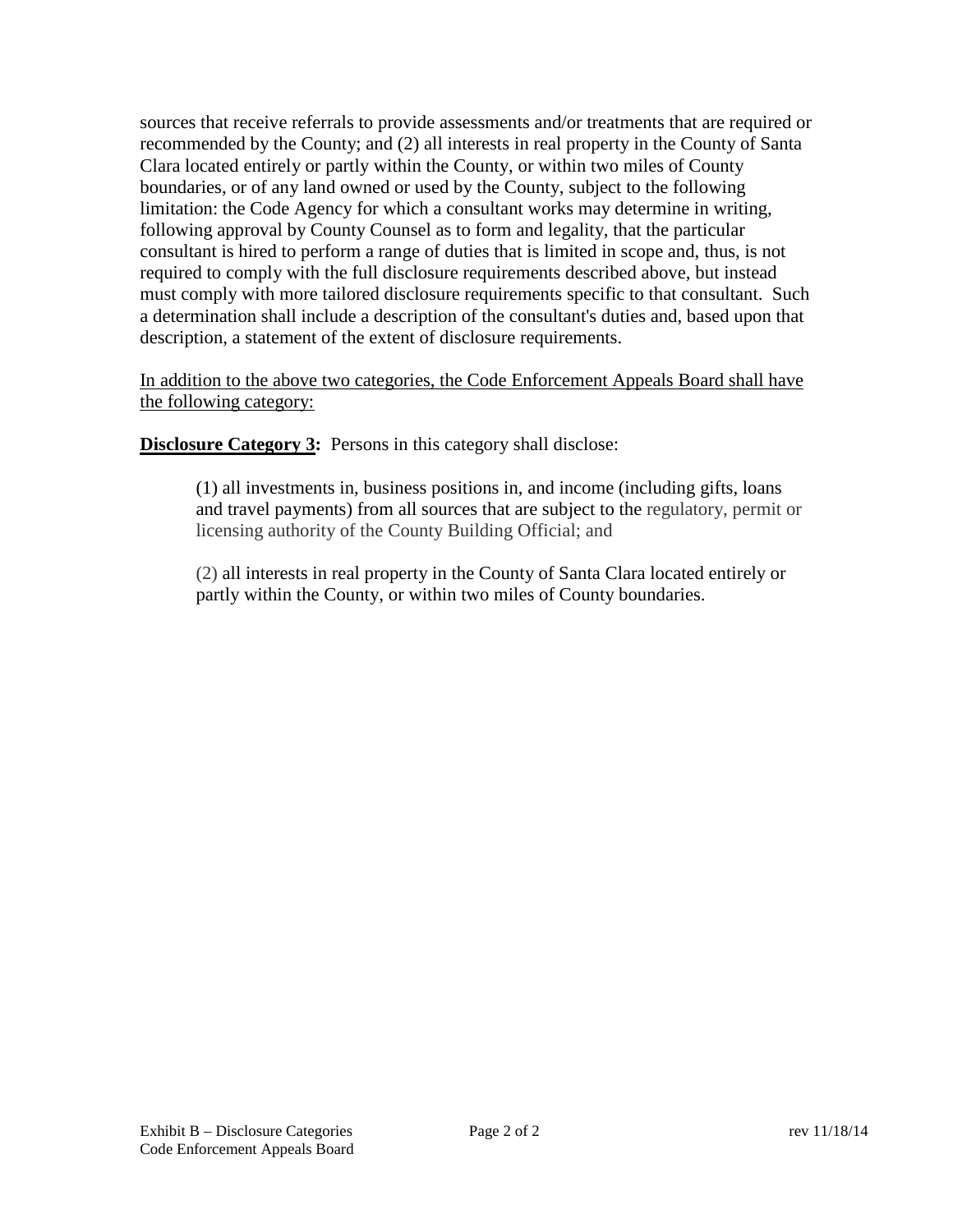sources that receive referrals to provide assessments and/or treatments that are required or recommended by the County; and (2) all interests in real property in the County of Santa Clara located entirely or partly within the County, or within two miles of County boundaries, or of any land owned or used by the County, subject to the following limitation: the Code Agency for which a consultant works may determine in writing, following approval by County Counsel as to form and legality, that the particular consultant is hired to perform a range of duties that is limited in scope and, thus, is not required to comply with the full disclosure requirements described above, but instead must comply with more tailored disclosure requirements specific to that consultant. Such a determination shall include a description of the consultant's duties and, based upon that description, a statement of the extent of disclosure requirements.

<u>In addition to the above two categories, the Code Enforcement Appeals Board shall have the following category:</u>

**<u>Disclosure Category 3:</u>** Persons in this category shall disclose:

> (1) all investments in, business positions in, and income (including gifts, loans and travel payments) from all sources that are subject to the regulatory, permit or licensing authority of the County Building Official; and
>
> (2) all interests in real property in the County of Santa Clara located entirely or partly within the County, or within two miles of County boundaries.